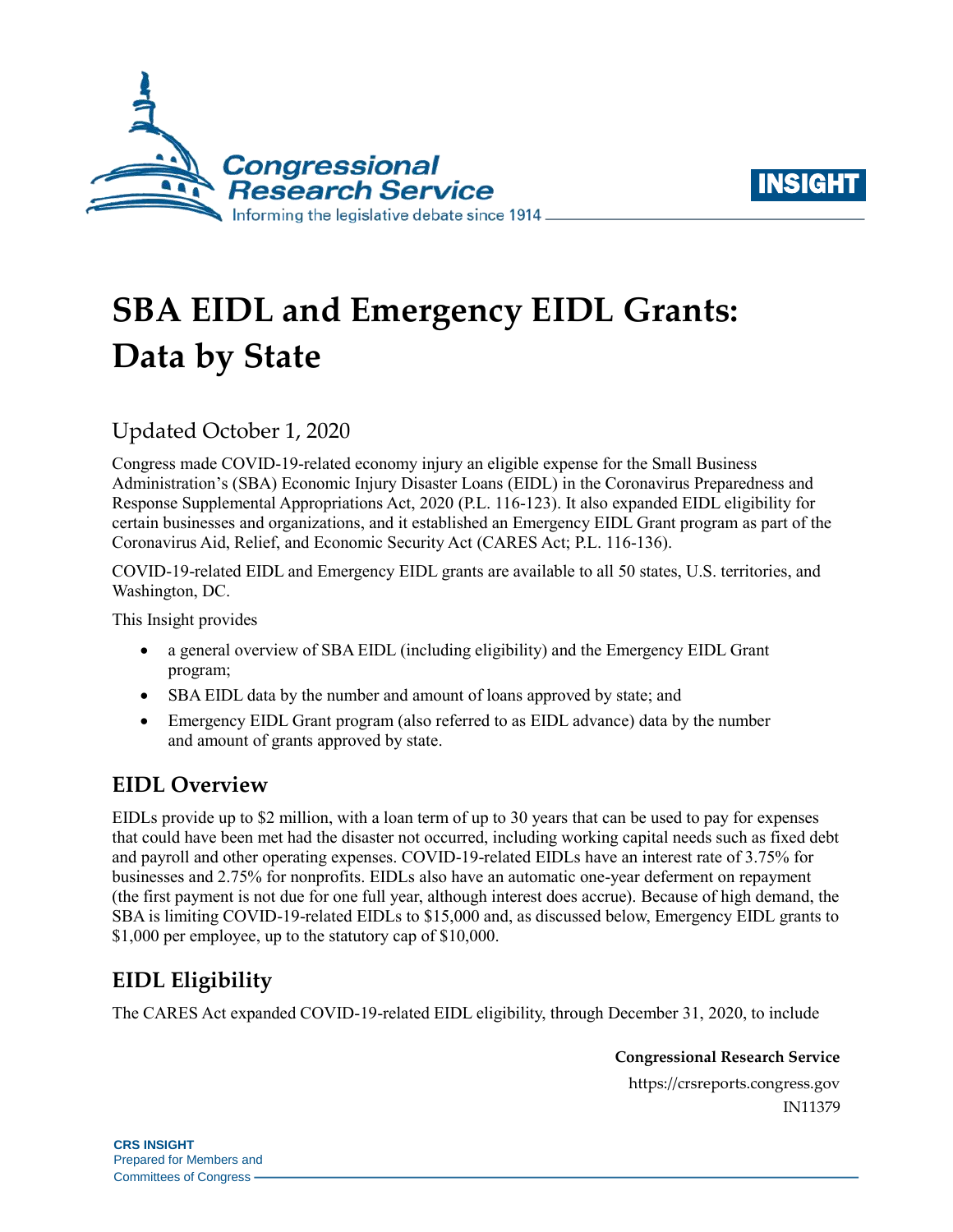# SBA EIDL and Emergency EIDL Grants: Data by State

Updated October 1, 2020

Congress made COVID-19-related economy injury an eligible expense for the Small Business Administration's (SBA) Economic Injury Disaster Loans (EIDL) in the Coronavirus Preparedness and Response Supplemental Appropriations Act, 2020 (P.L. 116-123). It also expanded EIDL eligibility for certain businesses and organizations, and it established an Emergency EIDL Grant program as part of the Coronavirus Aid, Relief, and Economic Security Act (CARES Act; P.L. 116-136).

COVID-19-related EIDL and Emergency EIDL grants are available to all 50 states, U.S. territories, and Washington, DC.

This Insight provides

- a general overview of SBA EIDL (including eligibility) and the Emergency EIDL Grant program;
- SBA EIDL data by the number and amount of loans approved by state; and
- Emergency EIDL Grant program (also referred to as EIDL advance) data by the number and amount of grants approved by state.

## EIDL Overview

EIDLs provide up to $2 million, with a loan term of up to 30 years that can be used to pay for expenses that could have been met had the disaster not occurred, including working capital needs such as fixed debt and payroll and other operating expenses. COVID-19-related EIDLs have an interest rate of 3.75% for businesses and 2.75% for nonprofits. EIDLs also have an automatic one-year deferment on repayment (the first payment is not due for one full year, although interest does accrue). Because of high demand, the SBA is limiting COVID-19-related EIDLs to $15,000 and, as discussed below, Emergency EIDL grants to $1,000 per employee, up to the statutory cap of $10,000.

## EIDL Eligibility

The CARES Act expanded COVID-19-related EIDL eligibility, through December 31, 2020, to include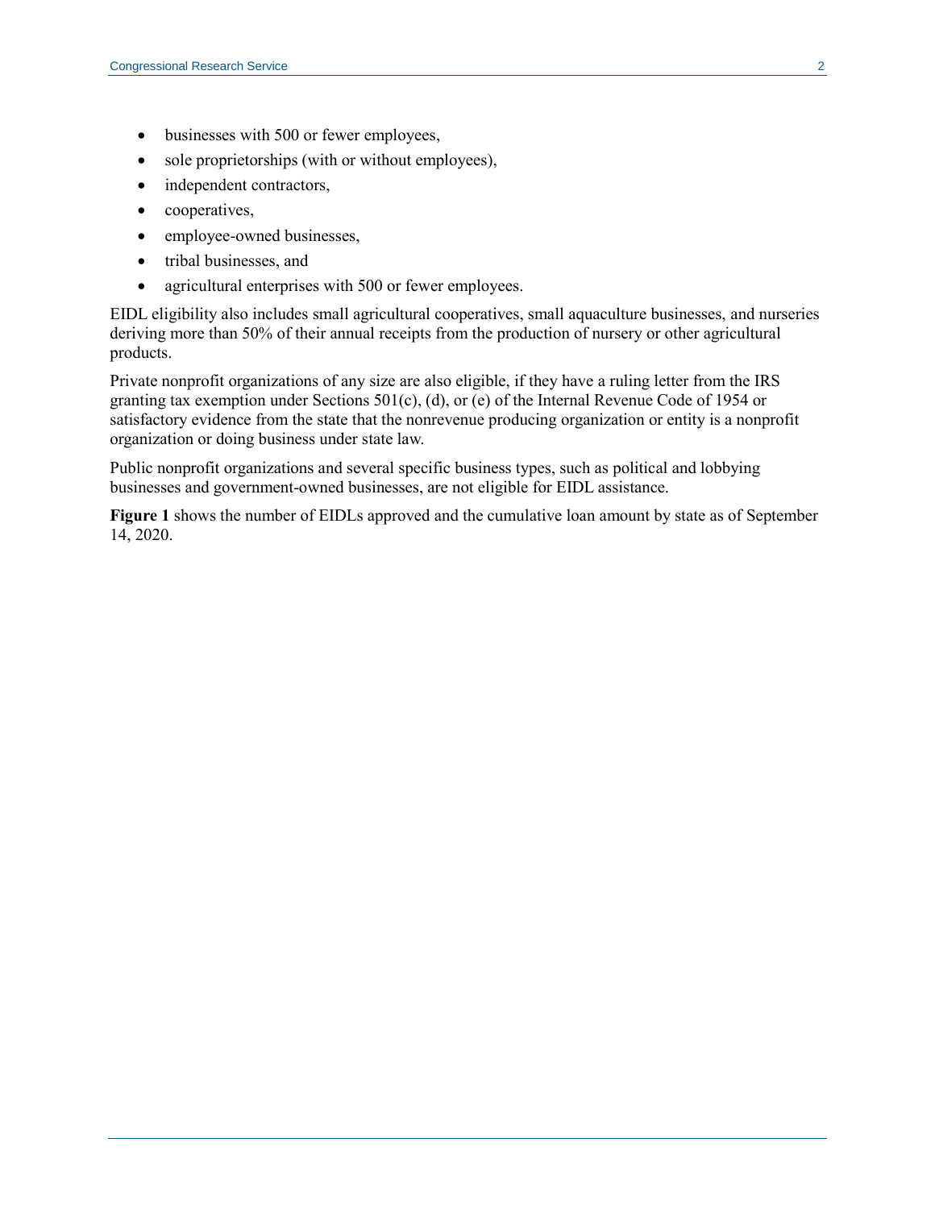- businesses with 500 or fewer employees,
- sole proprietorships (with or without employees),
- independent contractors,
- cooperatives,
- employee-owned businesses,
- tribal businesses, and
- agricultural enterprises with 500 or fewer employees.

EIDL eligibility also includes small agricultural cooperatives, small aquaculture businesses, and nurseries deriving more than 50% of their annual receipts from the production of nursery or other agricultural products.

Private nonprofit organizations of any size are also eligible, if they have a ruling letter from the IRS granting tax exemption under Sections 501(c), (d), or (e) of the Internal Revenue Code of 1954 or satisfactory evidence from the state that the nonrevenue producing organization or entity is a nonprofit organization or doing business under state law.

Public nonprofit organizations and several specific business types, such as political and lobbying businesses and government-owned businesses, are not eligible for EIDL assistance.

**Figure 1** shows the number of EIDLs approved and the cumulative loan amount by state as of September 14, 2020.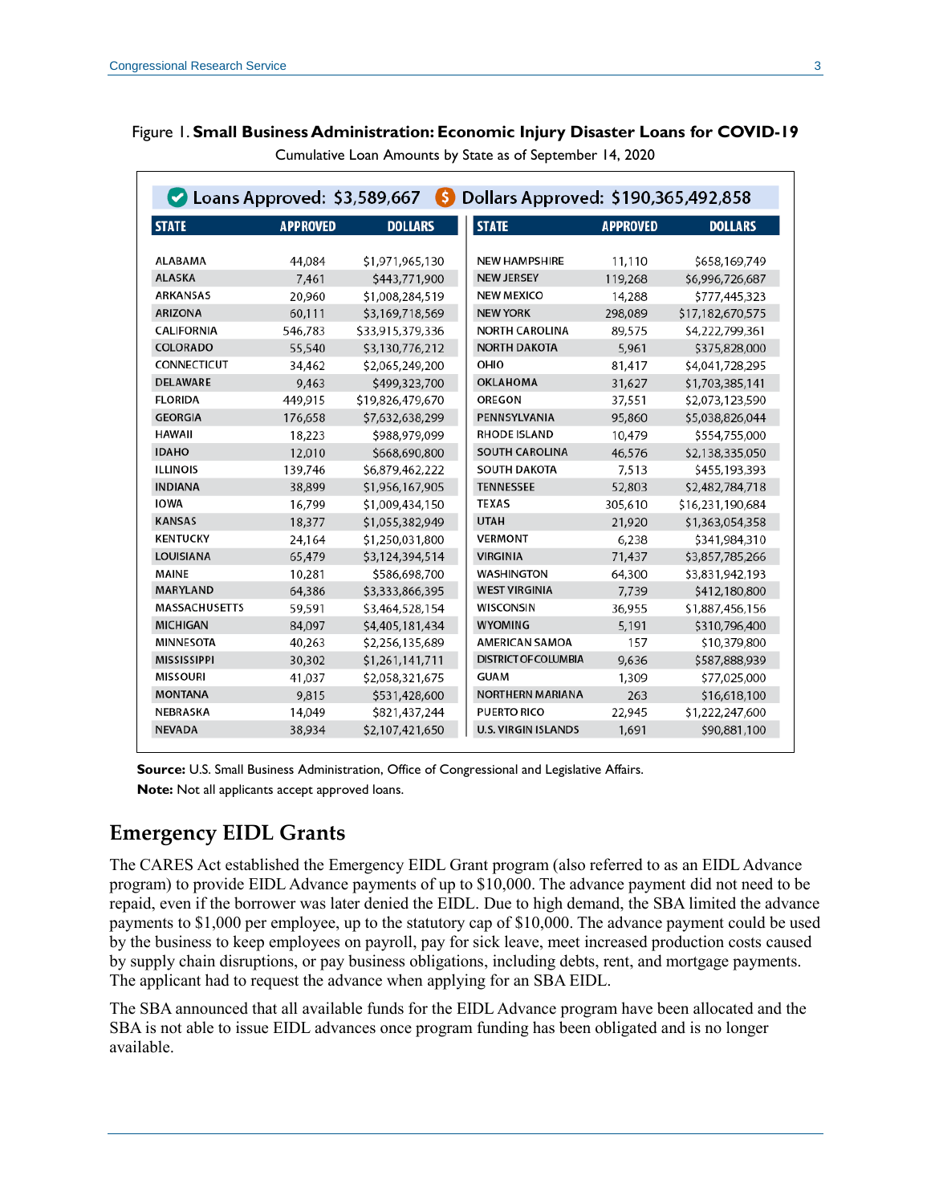Figure 1. **Small Business Administration: Economic Injury Disaster Loans for COVID-19**

Cumulative Loan Amounts by State as of September 14, 2020

Loans Approved: $3,589,667 Dollars Approved: $190,365,492,858

| STATE | APPROVED | DOLLARS | STATE | APPROVED | DOLLARS |
|---|---|---|---|---|---|
| ALABAMA | 44,084 | $1,971,965,130 | NEW HAMPSHIRE | 11,110 | $658,169,749 |
| ALASKA | 7,461 | $443,771,900 | NEW JERSEY | 119,268 | $6,996,726,687 |
| ARKANSAS | 20,960 | $1,008,284,519 | NEW MEXICO | 14,288 | $777,445,323 |
| ARIZONA | 60,111 | $3,169,718,569 | NEW YORK | 298,089 | $17,182,670,575 |
| CALIFORNIA | 546,783 | $33,915,379,336 | NORTH CAROLINA | 89,575 | $4,222,799,361 |
| COLORADO | 55,540 | $3,130,776,212 | NORTH DAKOTA | 5,961 | $375,828,000 |
| CONNECTICUT | 34,462 | $2,065,249,200 | OHIO | 81,417 | $4,041,728,295 |
| DELAWARE | 9,463 | $499,323,700 | OKLAHOMA | 31,627 | $1,703,385,141 |
| FLORIDA | 449,915 | $19,826,479,670 | OREGON | 37,551 | $2,073,123,590 |
| GEORGIA | 176,658 | $7,632,638,299 | PENNSYLVANIA | 95,860 | $5,038,826,044 |
| HAWAII | 18,223 | $988,979,099 | RHODE ISLAND | 10,479 | $554,755,000 |
| IDAHO | 12,010 | $668,690,800 | SOUTH CAROLINA | 46,576 | $2,138,335,050 |
| ILLINOIS | 139,746 | $6,879,462,222 | SOUTH DAKOTA | 7,513 | $455,193,393 |
| INDIANA | 38,899 | $1,956,167,905 | TENNESSEE | 52,803 | $2,482,784,718 |
| IOWA | 16,799 | $1,009,434,150 | TEXAS | 305,610 | $16,231,190,684 |
| KANSAS | 18,377 | $1,055,382,949 | UTAH | 21,920 | $1,363,054,358 |
| KENTUCKY | 24,164 | $1,250,031,800 | VERMONT | 6,238 | $341,984,310 |
| LOUISIANA | 65,479 | $3,124,394,514 | VIRGINIA | 71,437 | $3,857,785,266 |
| MAINE | 10,281 | $586,698,700 | WASHINGTON | 64,300 | $3,831,942,193 |
| MARYLAND | 64,386 | $3,333,866,395 | WEST VIRGINIA | 7,739 | $412,180,800 |
| MASSACHUSETTS | 59,591 | $3,464,528,154 | WISCONSIN | 36,955 | $1,887,456,156 |
| MICHIGAN | 84,097 | $4,405,181,434 | WYOMING | 5,191 | $310,796,400 |
| MINNESOTA | 40,263 | $2,256,135,689 | AMERICAN SAMOA | 157 | $10,379,800 |
| MISSISSIPPI | 30,302 | $1,261,141,711 | DISTRICT OF COLUMBIA | 9,636 | $587,888,939 |
| MISSOURI | 41,037 | $2,058,321,675 | GUAM | 1,309 | $77,025,000 |
| MONTANA | 9,815 | $531,428,600 | NORTHERN MARIANA | 263 | $16,618,100 |
| NEBRASKA | 14,049 | $821,437,244 | PUERTO RICO | 22,945 | $1,222,247,600 |
| NEVADA | 38,934 | $2,107,421,650 | U.S. VIRGIN ISLANDS | 1,691 | $90,881,100 |

**Source:** U.S. Small Business Administration, Office of Congressional and Legislative Affairs.

**Note:** Not all applicants accept approved loans.

## Emergency EIDL Grants

The CARES Act established the Emergency EIDL Grant program (also referred to as an EIDL Advance program) to provide EIDL Advance payments of up to $10,000. The advance payment did not need to be repaid, even if the borrower was later denied the EIDL. Due to high demand, the SBA limited the advance payments to $1,000 per employee, up to the statutory cap of $10,000. The advance payment could be used by the business to keep employees on payroll, pay for sick leave, meet increased production costs caused by supply chain disruptions, or pay business obligations, including debts, rent, and mortgage payments. The applicant had to request the advance when applying for an SBA EIDL.

The SBA announced that all available funds for the EIDL Advance program have been allocated and the SBA is not able to issue EIDL advances once program funding has been obligated and is no longer available.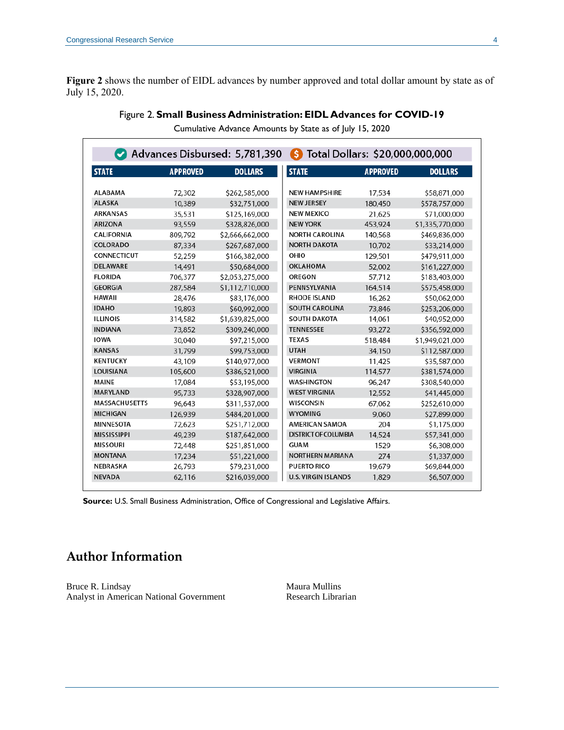**Figure 2** shows the number of EIDL advances by number approved and total dollar amount by state as of July 15, 2020.

Figure 2. **Small Business Administration: EIDL Advances for COVID-19**

Cumulative Advance Amounts by State as of July 15, 2020

Advances Disbursed: 5,781,390 Total Dollars: $20,000,000,000

| STATE | APPROVED | DOLLARS | STATE | APPROVED | DOLLARS |
|---|---|---|---|---|---|
| ALABAMA | 72,302 | $262,585,000 | NEW HAMPSHIRE | 17,534 | $58,871,000 |
| ALASKA | 10,389 | $32,751,000 | NEW JERSEY | 180,450 | $578,757,000 |
| ARKANSAS | 35,531 | $125,169,000 | NEW MEXICO | 21,625 | $71,000,000 |
| ARIZONA | 93,559 | $328,826,000 | NEW YORK | 453,924 | $1,335,770,000 |
| CALIFORNIA | 809,792 | $2,666,662,000 | NORTH CAROLINA | 140,568 | $469,836,000 |
| COLORADO | 87,334 | $267,687,000 | NORTH DAKOTA | 10,702 | $33,214,000 |
| CONNECTICUT | 52,259 | $166,382,000 | OHIO | 129,501 | $479,911,000 |
| DELAWARE | 14,491 | $50,684,000 | OKLAHOMA | 52,002 | $161,227,000 |
| FLORIDA | 706,377 | $2,053,275,000 | OREGON | 57,712 | $183,403,000 |
| GEORGIA | 287,584 | $1,112,710,000 | PENNSYLVANIA | 164,514 | $575,458,000 |
| HAWAII | 28,476 | $83,176,000 | RHODE ISLAND | 16,262 | $50,062,000 |
| IDAHO | 19,893 | $60,992,000 | SOUTH CAROLINA | 73,846 | $253,206,000 |
| ILLINOIS | 314,582 | $1,639,825,000 | SOUTH DAKOTA | 14,061 | $40,952,000 |
| INDIANA | 73,852 | $309,240,000 | TENNESSEE | 93,272 | $356,592,000 |
| IOWA | 30,040 | $97,215,000 | TEXAS | 518,484 | $1,949,021,000 |
| KANSAS | 31,799 | $99,753,000 | UTAH | 34,150 | $112,587,000 |
| KENTUCKY | 43,109 | $140,977,000 | VERMONT | 11,425 | $35,587,000 |
| LOUISIANA | 105,600 | $386,521,000 | VIRGINIA | 114,577 | $381,574,000 |
| MAINE | 17,084 | $53,195,000 | WASHINGTON | 96,247 | $308,540,000 |
| MARYLAND | 95,733 | $328,907,000 | WEST VIRGINIA | 12,552 | $41,445,000 |
| MASSACHUSETTS | 96,643 | $311,537,000 | WISCONSIN | 67,062 | $252,610,000 |
| MICHIGAN | 126,939 | $484,201,000 | WYOMING | 9,060 | $27,899,000 |
| MINNESOTA | 72,623 | $251,712,000 | AMERICAN SAMOA | 204 | $1,175,000 |
| MISSISSIPPI | 49,239 | $187,642,000 | DISTRICT OF COLUMBIA | 14,524 | $57,341,000 |
| MISSOURI | 72,448 | $251,851,000 | GUAM | 1529 | $6,308,000 |
| MONTANA | 17,234 | $51,221,000 | NORTHERN MARIANA | 274 | $1,337,000 |
| NEBRASKA | 26,793 | $79,231,000 | PUERTO RICO | 19,679 | $69,844,000 |
| NEVADA | 62,116 | $216,039,000 | U.S. VIRGIN ISLANDS | 1,829 | $6,507,000 |

**Source:** U.S. Small Business Administration, Office of Congressional and Legislative Affairs.

## Author Information

Bruce R. Lindsay
Analyst in American National Government

Maura Mullins
Research Librarian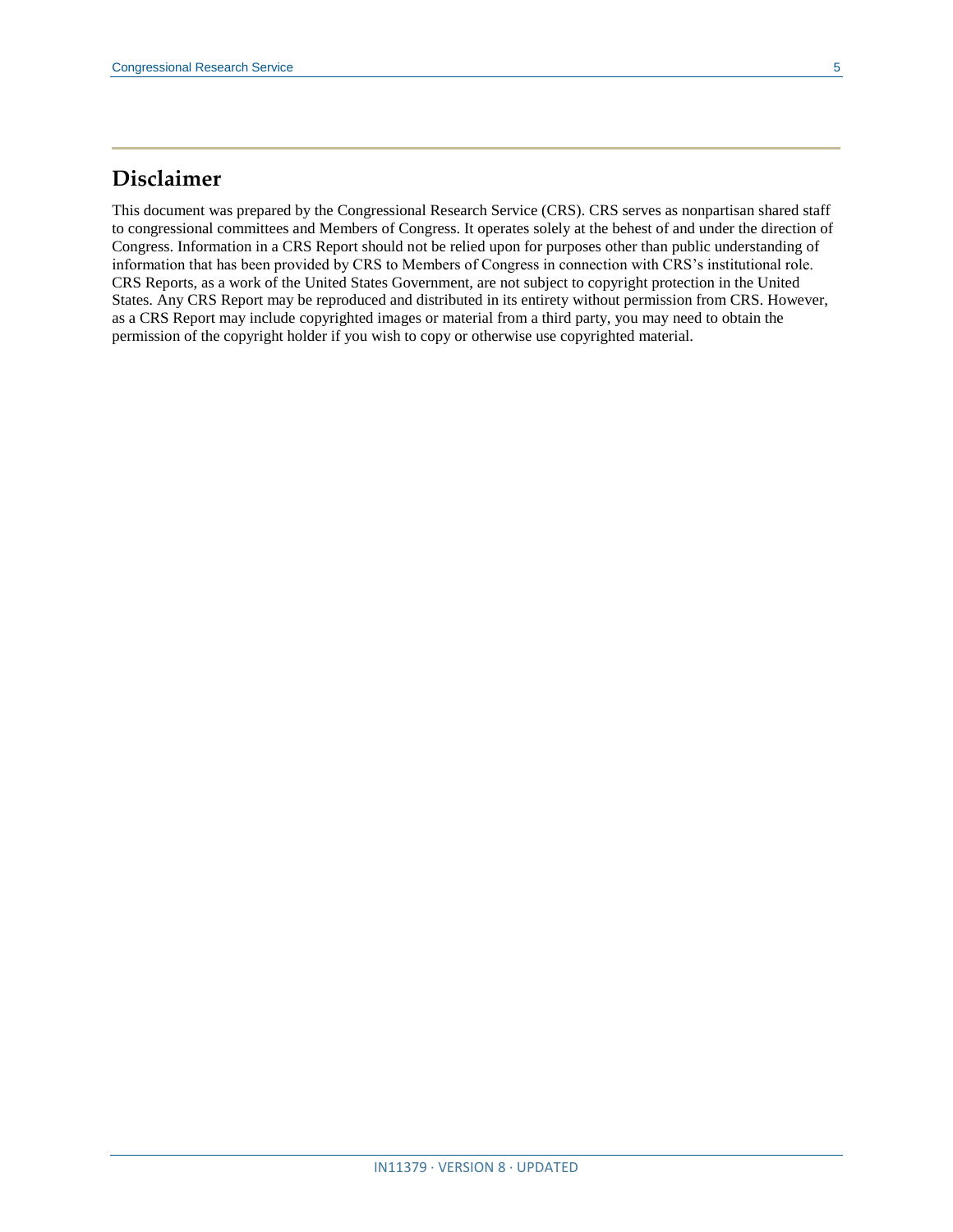## Disclaimer

This document was prepared by the Congressional Research Service (CRS). CRS serves as nonpartisan shared staff to congressional committees and Members of Congress. It operates solely at the behest of and under the direction of Congress. Information in a CRS Report should not be relied upon for purposes other than public understanding of information that has been provided by CRS to Members of Congress in connection with CRS's institutional role. CRS Reports, as a work of the United States Government, are not subject to copyright protection in the United States. Any CRS Report may be reproduced and distributed in its entirety without permission from CRS. However, as a CRS Report may include copyrighted images or material from a third party, you may need to obtain the permission of the copyright holder if you wish to copy or otherwise use copyrighted material.